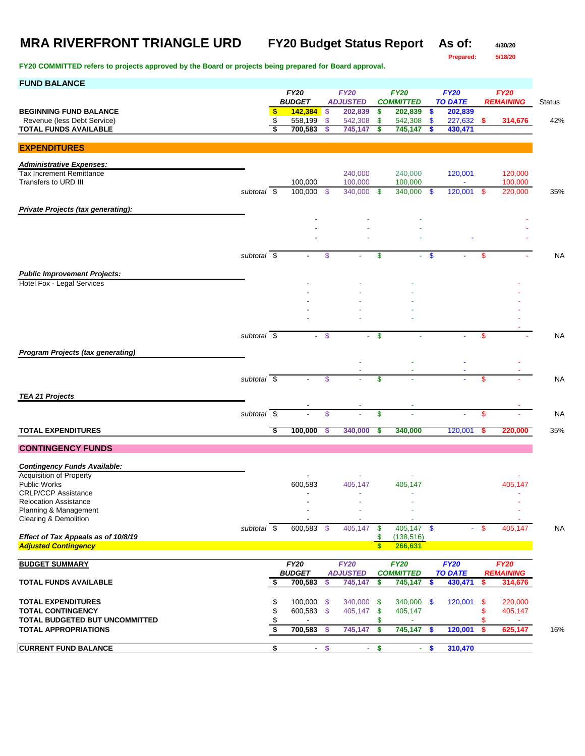# MRA RIVERFRONT TRIANGLE URD

**FY20 Budget Status Report** **As of:** 4/30/20

**Prepared:** 5/18/20

**FY20 COMMITTED refers to projects approved by the Board or projects being prepared for Board approval.**

## FUND BALANCE

| | | FY20 BUDGET | FY20 ADJUSTED | FY20 COMMITTED | FY20 TO DATE | FY20 REMAINING | Status |
|---|---|---|---|---|---|---|---|
| **BEGINNING FUND BALANCE** | | $ 142,384 | $ 202,839 | $ 202,839 | $ 202,839 | | |
| Revenue (less Debt Service) | | $ 558,199 | $ 542,308 | $ 542,308 | $ 227,632 | $ 314,676 | 42% |
| **TOTAL FUNDS AVAILABLE** | | $ 700,583 | $ 745,147 | $ 745,147 | $ 430,471 | | |

## EXPENDITURES

| | | FY20 BUDGET | FY20 ADJUSTED | FY20 COMMITTED | FY20 TO DATE | FY20 REMAINING | Status |
|---|---|---|---|---|---|---|---|
| ***Administrative Expenses:*** | | | | | | | |
| Tax Increment Remittance | | | 240,000 | 240,000 | 120,001 | 120,000 | |
| Transfers to URD III | | 100,000 | 100,000 | 100,000 | - | 100,000 | |
| | *subtotal* | $ 100,000 | $ 340,000 | $ 340,000 | $ 120,001 | $ 220,000 | 35% |
| ***Private Projects (tax generating):*** | | | | | | | |
| | | - | - | - | | - | |
| | | - | - | - | | - | |
| | | - | - | - | - | - | |
| | *subtotal* | $ - | $ - | $ - | $ - | $ - | NA |
| ***Public Improvement Projects:*** | | | | | | | |
| Hotel Fox - Legal Services | | - | - | - | | - | |
| | | - | - | - | | - | |
| | | - | - | - | | - | |
| | | - | - | - | | - | |
| | | - | - | - | | - | |
| | | | | | | - | |
| | *subtotal* | $ - | $ - | $ - | - | $ - | NA |
| ***Program Projects (tax generating)*** | | | | | | | |
| | | | - | - | - | - | |
| | | | - | - | - | - | |
| | *subtotal* | $ - | $ - | $ - | - | $ - | NA |
| ***TEA 21 Projects*** | | | | | | | |
| | | - | - | - | | - | |
| | *subtotal* | $ - | $ - | $ - | - | $ - | NA |
| **TOTAL EXPENDITURES** | | $ 100,000 | $ 340,000 | $ 340,000 | 120,001 | $ 220,000 | 35% |

## CONTINGENCY FUNDS

| | | FY20 BUDGET | FY20 ADJUSTED | FY20 COMMITTED | FY20 TO DATE | FY20 REMAINING | Status |
|---|---|---|---|---|---|---|---|
| ***Contingency Funds Available:*** | | | | | | | |
| Acquisition of Property | | - | - | - | | - | |
| Public Works | | 600,583 | 405,147 | 405,147 | | 405,147 | |
| CRLP/CCP Assistance | | - | - | - | | - | |
| Relocation Assistance | | - | - | - | | - | |
| Planning & Management | | - | - | - | | - | |
| Clearing & Demolition | | - | - | - | | - | |
| | *subtotal* | $ 600,583 | $ 405,147 | $ 405,147 | $ - | $ 405,147 | NA |
| ***Effect of Tax Appeals as of 10/8/19*** | | | | $ (138,516) | | | |
| ***Adjusted Contingency*** | | | | $ 266,631 | | | |

| **BUDGET SUMMARY** | FY20 BUDGET | FY20 ADJUSTED | FY20 COMMITTED | FY20 TO DATE | FY20 REMAINING | |
|---|---|---|---|---|---|---|
| **TOTAL FUNDS AVAILABLE** | $ 700,583 | $ 745,147 | $ 745,147 | $ 430,471 | $ 314,676 | |
| **TOTAL EXPENDITURES** | $ 100,000 | $ 340,000 | $ 340,000 | $ 120,001 | $ 220,000 | |
| **TOTAL CONTINGENCY** | $ 600,583 | $ 405,147 | $ 405,147 | | $ 405,147 | |
| **TOTAL BUDGETED BUT UNCOMMITTED** | $ - | | $ - | | $ - | |
| **TOTAL APPROPRIATIONS** | $ 700,583 | $ 745,147 | $ 745,147 | $ 120,001 | $ 625,147 | 16% |
| **CURRENT FUND BALANCE** | $ - | $ - | $ - | $ 310,470 | | |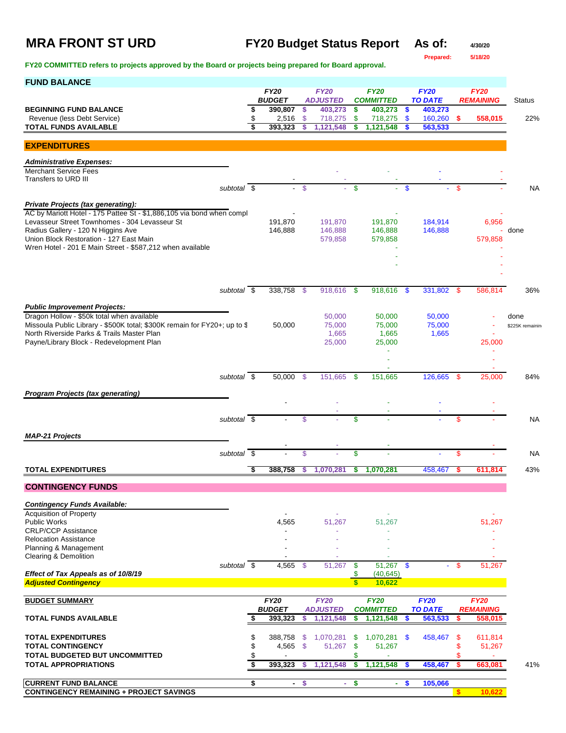# MRA FRONT ST URD

## FY20 Budget Status Report

As of: 4/30/20

Prepared: 5/18/20

FY20 COMMITTED refers to projects approved by the Board or projects being prepared for Board approval.

## FUND BALANCE

| | FY20 BUDGET | FY20 ADJUSTED | FY20 COMMITTED | FY20 TO DATE | FY20 REMAINING | Status |
|---|---|---|---|---|---|---|
| **BEGINNING FUND BALANCE** | $ 390,807 | $ 403,273 | $ 403,273 | $ 403,273 | | |
| Revenue (less Debt Service) | $ 2,516 | $ 718,275 | $ 718,275 | $ 160,260 | $ 558,015 | 22% |
| **TOTAL FUNDS AVAILABLE** | $ 393,323 | $ 1,121,548 | $ 1,121,548 | $ 563,533 | | |

## EXPENDITURES

| | FY20 BUDGET | FY20 ADJUSTED | FY20 COMMITTED | FY20 TO DATE | FY20 REMAINING | Status |
|---|---|---|---|---|---|---|
| ***Administrative Expenses:*** | | | | | | |
| Merchant Service Fees | | - | - | - | - | |
| Transfers to URD III | - | - | - | - | - | |
| *subtotal* | $ - | $ - | $ - | $ - | $ - | NA |
| ***Private Projects (tax generating):*** | | | | | | |
| AC by Mariott Hotel - 175 Pattee St - $1,886,105 via bond when compl | - | | - | | - | |
| Levasseur Street Townhomes - 304 Levasseur St | 191,870 | 191,870 | 191,870 | 184,914 | 6,956 | |
| Radius Gallery - 120 N Higgins Ave | 146,888 | 146,888 | 146,888 | 146,888 | - | done |
| Union Block Restoration - 127 East Main | | 579,858 | 579,858 | | 579,858 | |
| Wren Hotel - 201 E Main Street - $587,212 when available | | | - | | - | |
| | | | - | | - | |
| | | | - | | - | |
| | | | | | - | |
| *subtotal* | $ 338,758 | $ 918,616 | $ 918,616 | $ 331,802 | $ 586,814 | 36% |
| ***Public Improvement Projects:*** | | | | | | |
| Dragon Hollow - $50k total when available | | 50,000 | 50,000 | 50,000 | - | done |
| Missoula Public Library - $500K total; $300K remain for FY20+; up to $ | 50,000 | 75,000 | 75,000 | 75,000 | - | $225K remaining |
| North Riverside Parks & Trails Master Plan | | 1,665 | 1,665 | 1,665 | - | |
| Payne/Library Block - Redevelopment Plan | | 25,000 | 25,000 | | 25,000 | |
| | | | - | | - | |
| | | | - | | - | |
| | | | - | | - | |
| *subtotal* | $ 50,000 | $ 151,665 | $ 151,665 | 126,665 | $ 25,000 | 84% |
| ***Program Projects (tax generating)*** | | | | | | |
| | - | - | - | - | - | |
| | | - | - | - | - | |
| *subtotal* | $ - | $ - | $ - | - | $ - | NA |
| ***MAP-21 Projects*** | | | | | | |
| | - | - | - | | - | |
| *subtotal* | $ - | $ - | $ - | - | $ - | NA |
| **TOTAL EXPENDITURES** | $ 388,758 | $ 1,070,281 | $ 1,070,281 | 458,467 | $ 611,814 | 43% |

## CONTINGENCY FUNDS

| | FY20 BUDGET | FY20 ADJUSTED | FY20 COMMITTED | FY20 TO DATE | FY20 REMAINING |
|---|---|---|---|---|---|
| ***Contingency Funds Available:*** | | | | | |
| Acquisition of Property | - | - | - | | - |
| Public Works | 4,565 | 51,267 | 51,267 | | 51,267 |
| CRLP/CCP Assistance | - | - | - | | - |
| Relocation Assistance | - | - | - | | - |
| Planning & Management | - | - | - | | - |
| Clearing & Demolition | - | - | - | | - |
| *subtotal* | $ 4,565 | $ 51,267 | $ 51,267 | $ - | $ 51,267 |
| ***Effect of Tax Appeals as of 10/8/19*** | | | $ (40,645) | | |
| ***Adjusted Contingency*** | | | $ 10,622 | | |

## BUDGET SUMMARY

| | FY20 BUDGET | FY20 ADJUSTED | FY20 COMMITTED | FY20 TO DATE | FY20 REMAINING | |
|---|---|---|---|---|---|---|
| **TOTAL FUNDS AVAILABLE** | $ 393,323 | $ 1,121,548 | $ 1,121,548 | $ 563,533 | $ 558,015 | |
| **TOTAL EXPENDITURES** | $ 388,758 | $ 1,070,281 | $ 1,070,281 | $ 458,467 | $ 611,814 | |
| **TOTAL CONTINGENCY** | $ 4,565 | $ 51,267 | $ 51,267 | | $ 51,267 | |
| **TOTAL BUDGETED BUT UNCOMMITTED** | $ - | | $ - | | $ - | |
| **TOTAL APPROPRIATIONS** | $ 393,323 | $ 1,121,548 | $ 1,121,548 | $ 458,467 | $ 663,081 | 41% |
| **CURRENT FUND BALANCE** | $ - | $ - | $ - | $ 105,066 | | |
| **CONTINGENCY REMAINING + PROJECT SAVINGS** | | | | | $ 10,622 | |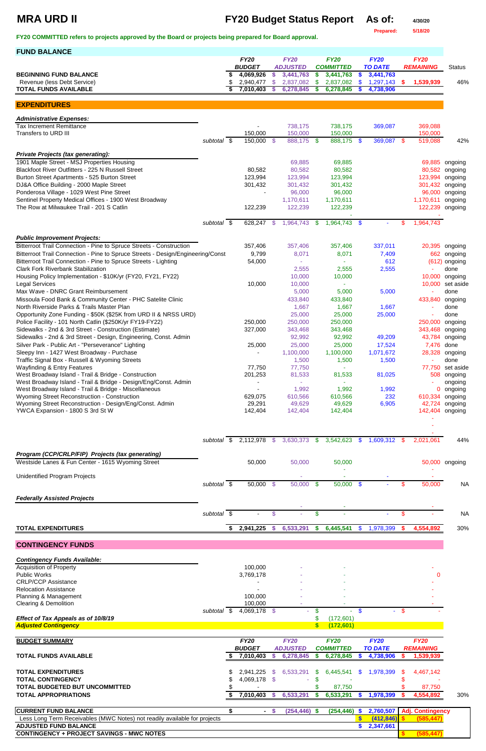# MRA URD II

## FY20 Budget Status Report

As of: 4/30/20

Prepared: 5/18/20

**FY20 COMMITTED refers to projects approved by the Board or projects being prepared for Board approval.**

## FUND BALANCE

| | FY20 BUDGET | FY20 ADJUSTED | FY20 COMMITTED | FY20 TO DATE | FY20 REMAINING | Status |
|---|---|---|---|---|---|---|
| **BEGINNING FUND BALANCE** | $ 4,069,926 | $ 3,441,763 | $ 3,441,763 | $ 3,441,763 | | |
| Revenue (less Debt Service) | $ 2,940,477 | $ 2,837,082 | $ 2,837,082 | $ 1,297,143 | $ 1,539,939 | 46% |
| **TOTAL FUNDS AVAILABLE** | $ 7,010,403 | $ 6,278,845 | $ 6,278,845 | $ 4,738,906 | | |

## EXPENDITURES

| | FY20 BUDGET | FY20 ADJUSTED | FY20 COMMITTED | FY20 TO DATE | FY20 REMAINING | Status |
|---|---|---|---|---|---|---|
| ***Administrative Expenses:*** | | | | | | |
| Tax Increment Remittance | - | 738,175 | 738,175 | 369,087 | 369,088 | |
| Transfers to URD III | 150,000 | 150,000 | 150,000 | | 150,000 | |
| *subtotal* | $ 150,000 | $ 888,175 | $ 888,175 | $ 369,087 | $ 519,088 | 42% |
| ***Private Projects (tax generating):*** | | | | | | |
| 1901 Maple Street - MSJ Properties Housing | | 69,885 | 69,885 | | 69,885 | ongoing |
| Blackfoot River Outfitters - 225 N Russell Street | 80,582 | 80,582 | 80,582 | | 80,582 | ongoing |
| Burton Street Apartments - 525 Burton Street | 123,994 | 123,994 | 123,994 | | 123,994 | ongoing |
| DJ&A Office Building - 2000 Maple Street | 301,432 | 301,432 | 301,432 | | 301,432 | ongoing |
| Ponderosa Village - 1029 West Pine Street | - | 96,000 | 96,000 | | 96,000 | ongoing |
| Sentinel Property Medical Offices - 1900 West Broadway | | 1,170,611 | 1,170,611 | | 1,170,611 | ongoing |
| The Row at Milwaukee Trail - 201 S Catlin | 122,239 | 122,239 | 122,239 | | 122,239 | ongoing |
| | | | - | | | |
| *subtotal* | $ 628,247 | $ 1,964,743 | $ 1,964,743 | $ - | $ 1,964,743 | |
| ***Public Improvement Projects:*** | | | | | | |
| Bitterroot Trail Connection - Pine to Spruce Streets - Construction | 357,406 | 357,406 | 357,406 | 337,011 | 20,395 | ongoing |
| Bitterroot Trail Connection - Pine to Spruce Streets - Design/Engineering/Const | 9,799 | 8,071 | 8,071 | 7,409 | 662 | ongoing |
| Bitterroot Trail Connection - Pine to Spruce Streets - Lighting | 54,000 | - | - | 612 | (612) | ongoing |
| Clark Fork Riverbank Stabilization | | 2,555 | 2,555 | 2,555 | - | done |
| Housing Policy Implementation - $10K/yr (FY20, FY21, FY22) | | 10,000 | 10,000 | | 10,000 | ongoing |
| Legal Services | 10,000 | 10,000 | - | | 10,000 | set aside |
| Max Wave - DNRC Grant Reimbursement | | 5,000 | 5,000 | 5,000 | - | done |
| Missoula Food Bank & Community Center - PHC Satelite Clinic | | 433,840 | 433,840 | | 433,840 | ongoing |
| North Riverside Parks & Trails Master Plan | | 1,667 | 1,667 | 1,667 | - | done |
| Opportunity Zone Funding - $50K ($25K from URD II & NRSS URD) | | 25,000 | 25,000 | 25,000 | - | done |
| Police Facility - 101 North Catlin ($250K/yr FY19-FY22) | 250,000 | 250,000 | 250,000 | | 250,000 | ongoing |
| Sidewalks - 2nd & 3rd Street - Construction (Estimate) | 327,000 | 343,468 | 343,468 | | 343,468 | ongoing |
| Sidewalks - 2nd & 3rd Street - Design, Engineering, Const. Admin | | 92,992 | 92,992 | 49,209 | 43,784 | ongoing |
| Silver Park - Public Art - "Perseverance" Lighting | 25,000 | 25,000 | 25,000 | 17,524 | 7,476 | done |
| Sleepy Inn - 1427 West Broadway - Purchase | - | 1,100,000 | 1,100,000 | 1,071,672 | 28,328 | ongoing |
| Traffic Signal Box - Russell & Wyoming Streets | | 1,500 | 1,500 | 1,500 | - | done |
| Wayfinding & Entry Features | 77,750 | 77,750 | - | | 77,750 | set aside |
| West Broadway Island - Trail & Bridge - Construction | 201,253 | 81,533 | 81,533 | 81,025 | 508 | ongoing |
| West Broadway Island - Trail & Bridge - Design/Eng/Const. Admin | - | - | - | | - | ongoing |
| West Broadway Island - Trail & Bridge - Miscellaneous | - | 1,992 | 1,992 | 1,992 | 0 | ongoing |
| Wyoming Street Reconstruction - Construction | 629,075 | 610,566 | 610,566 | 232 | 610,334 | ongoing |
| Wyoming Street Reconstruction - Design/Eng/Const. Admin | 29,291 | 49,629 | 49,629 | 6,905 | 42,724 | ongoing |
| YWCA Expansion - 1800 S 3rd St W | 142,404 | 142,404 | 142,404 | | 142,404 | ongoing |
| | | | | | - | |
| | | | | | - | |
| | | | | | - | |
| *subtotal* | $ 2,112,978 | $ 3,630,373 | $ 3,542,623 | $ 1,609,312 | $ 2,021,061 | 44% |
| ***Program (CCP/CRLP/FIP) Projects (tax generating)*** | | | | | | |
| Westside Lanes & Fun Center - 1615 Wyoming Street | 50,000 | 50,000 | 50,000 | | 50,000 | ongoing |
| | | | - | | - | |
| Unidentified Program Projects | | - | - | - | - | |
| *subtotal* | $ 50,000 | $ 50,000 | $ 50,000 | $ - | $ 50,000 | NA |
| ***Federally Assisted Projects*** | | | | | | |
| | | - | - | | - | |
| *subtotal* | $ - | $ - | $ - | - | $ - | NA |
| **TOTAL EXPENDITURES** | $ 2,941,225 | $ 6,533,291 | $ 6,445,541 | $ 1,978,399 | $ 4,554,892 | 30% |

## CONTINGENCY FUNDS

| | FY20 BUDGET | FY20 ADJUSTED | FY20 COMMITTED | FY20 TO DATE | FY20 REMAINING |
|---|---|---|---|---|---|
| ***Contingency Funds Available:*** | | | | | |
| Acquisition of Property | 100,000 | - | - | | - |
| Public Works | 3,769,178 | - | - | | 0 |
| CRLP/CCP Assistance | - | - | - | | - |
| Relocation Assistance | - | - | - | | - |
| Planning & Management | 100,000 | - | - | | - |
| Clearing & Demolition | 100,000 | - | - | | - |
| *subtotal* | $ 4,069,178 | $ - | $ - | $ - | $ - |
| ***Effect of Tax Appeals as of 10/8/19*** | | | $ (172,601) | | |
| ***Adjusted Contingency*** | | | $ (172,601) | | |

## BUDGET SUMMARY

| | FY20 BUDGET | FY20 ADJUSTED | FY20 COMMITTED | FY20 TO DATE | FY20 REMAINING | |
|---|---|---|---|---|---|---|
| **TOTAL FUNDS AVAILABLE** | $ 7,010,403 | $ 6,278,845 | $ 6,278,845 | $ 4,738,906 | $ 1,539,939 | |
| **TOTAL EXPENDITURES** | $ 2,941,225 | $ 6,533,291 | $ 6,445,541 | $ 1,978,399 | $ 4,467,142 | |
| **TOTAL CONTINGENCY** | $ 4,069,178 | $ - | $ - | | $ - | |
| **TOTAL BUDGETED BUT UNCOMMITTED** | $ - | | $ 87,750 | | $ 87,750 | |
| **TOTAL APPROPRIATIONS** | $ 7,010,403 | $ 6,533,291 | $ 6,533,291 | $ 1,978,399 | $ 4,554,892 | 30% |

| | | | | | |
|---|---|---|---|---|---|
| **CURRENT FUND BALANCE** | $ - | $ (254,446) | $ (254,446) | $ 2,760,507 | **Adj. Contingency** |
| Less Long Term Receivables (MWC Notes) not readily available for projects | | | | $ (412,846) | $ (585,447) |
| **ADJUSTED FUND BALANCE** | | | | $ 2,347,661 | |
| **CONTINGENCY + PROJECT SAVINGS - MWC NOTES** | | | | | $ (585,447) |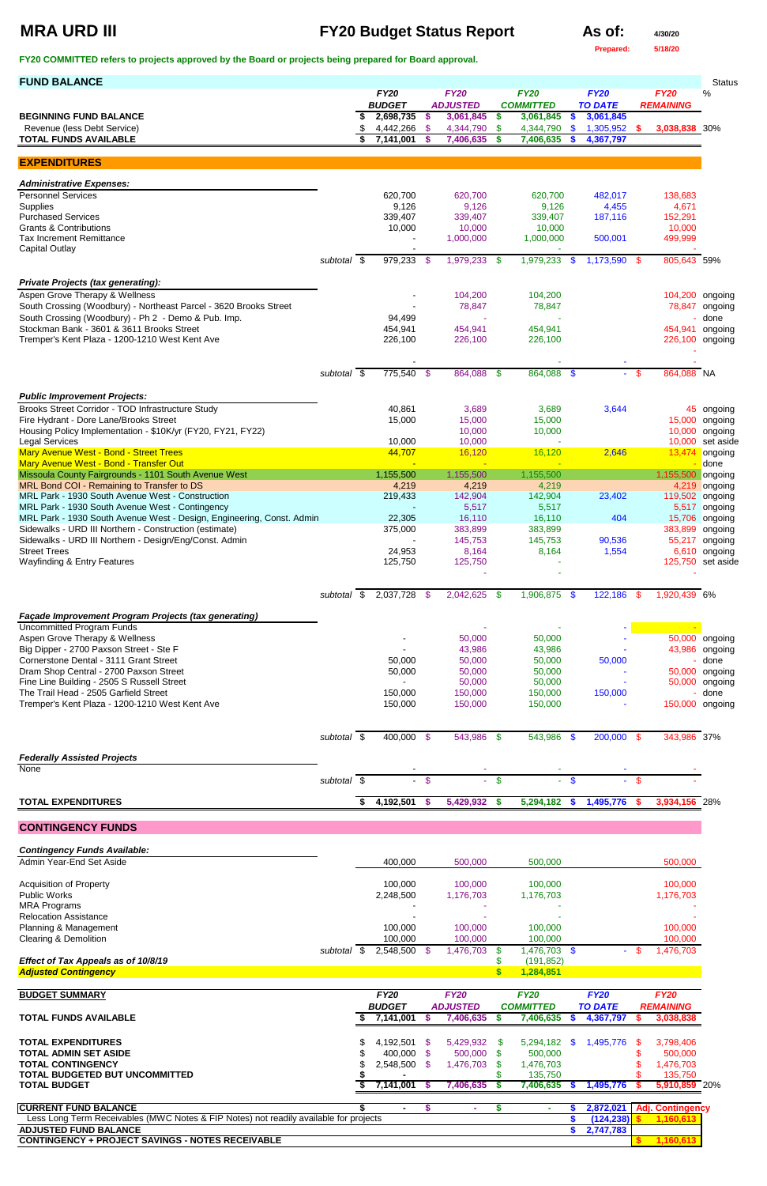# MRA URD III

## FY20 Budget Status Report

**As of:** 4/30/20
**Prepared:** 5/18/20

**FY20 COMMITTED refers to projects approved by the Board or projects being prepared for Board approval.**

| FUND BALANCE | FY20 BUDGET | FY20 ADJUSTED | FY20 COMMITTED | FY20 TO DATE | FY20 REMAINING | Status % |
|---|---|---|---|---|---|---|
| **BEGINNING FUND BALANCE** | $ 2,698,735 | $ 3,061,845 | $ 3,061,845 | $ 3,061,845 | | |
| Revenue (less Debt Service) | $ 4,442,266 | $ 4,344,790 | $ 4,344,790 | $ 1,305,952 | $ 3,038,838 | 30% |
| **TOTAL FUNDS AVAILABLE** | $ 7,141,001 | $ 7,406,635 | $ 7,406,635 | $ 4,367,797 | | |

## EXPENDITURES

| | FY20 BUDGET | FY20 ADJUSTED | FY20 COMMITTED | FY20 TO DATE | FY20 REMAINING | Status |
|---|---|---|---|---|---|---|
| ***Administrative Expenses:*** | | | | | | |
| Personnel Services | 620,700 | 620,700 | 620,700 | 482,017 | 138,683 | |
| Supplies | 9,126 | 9,126 | 9,126 | 4,455 | 4,671 | |
| Purchased Services | 339,407 | 339,407 | 339,407 | 187,116 | 152,291 | |
| Grants & Contributions | 10,000 | 10,000 | 10,000 | | 10,000 | |
| Tax Increment Remittance | - | 1,000,000 | 1,000,000 | 500,001 | 499,999 | |
| Capital Outlay | | | - | | | |
| *subtotal* | $ 979,233 | $ 1,979,233 | $ 1,979,233 | $ 1,173,590 | $ 805,643 | 59% |
| ***Private Projects (tax generating):*** | | | | | | |
| Aspen Grove Therapy & Wellness | - | 104,200 | 104,200 | | 104,200 | ongoing |
| South Crossing (Woodbury) - Northeast Parcel - 3620 Brooks Street | - | 78,847 | 78,847 | | 78,847 | ongoing |
| South Crossing (Woodbury) - Ph 2 - Demo & Pub. Imp. | 94,499 | - | - | | - | done |
| Stockman Bank - 3601 & 3611 Brooks Street | 454,941 | 454,941 | 454,941 | | 454,941 | ongoing |
| Tremper's Kent Plaza - 1200-1210 West Kent Ave | 226,100 | 226,100 | 226,100 | | 226,100 | ongoing |
| | - | - | - | - | - | |
| *subtotal* | $ 775,540 | $ 864,088 | $ 864,088 | $ - | $ 864,088 | NA |
| ***Public Improvement Projects:*** | | | | | | |
| Brooks Street Corridor - TOD Infrastructure Study | 40,861 | 3,689 | 3,689 | 3,644 | 45 | ongoing |
| Fire Hydrant - Dore Lane/Brooks Street | 15,000 | 15,000 | 15,000 | | 15,000 | ongoing |
| Housing Policy Implementation - $10K/yr (FY20, FY21, FY22) | | 10,000 | 10,000 | | 10,000 | ongoing |
| Legal Services | 10,000 | 10,000 | - | | 10,000 | set aside |
| Mary Avenue West - Bond - Street Trees | 44,707 | 16,120 | 16,120 | 2,646 | 13,474 | ongoing |
| Mary Avenue West - Bond - Transfer Out | - | - | - | | - | done |
| Missoula County Fairgrounds - 1101 South Avenue West | 1,155,500 | 1,155,500 | 1,155,500 | | 1,155,500 | ongoing |
| MRL Bond COI - Remaining to Transfer to DS | 4,219 | 4,219 | 4,219 | | 4,219 | ongoing |
| MRL Park - 1930 South Avenue West - Construction | 219,433 | 142,904 | 142,904 | 23,402 | 119,502 | ongoing |
| MRL Park - 1930 South Avenue West - Contingency | - | 5,517 | 5,517 | | 5,517 | ongoing |
| MRL Park - 1930 South Avenue West - Design, Engineering, Const. Admin | 22,305 | 16,110 | 16,110 | 404 | 15,706 | ongoing |
| Sidewalks - URD III Northern - Construction (estimate) | 375,000 | 383,899 | 383,899 | | 383,899 | ongoing |
| Sidewalks - URD III Northern - Design/Eng/Const. Admin | - | 145,753 | 145,753 | 90,536 | 55,217 | ongoing |
| Street Trees | 24,953 | 8,164 | 8,164 | 1,554 | 6,610 | ongoing |
| Wayfinding & Entry Features | 125,750 | 125,750 | - | | 125,750 | set aside |
| | | - | - | | - | |
| *subtotal* | $ 2,037,728 | $ 2,042,625 | $ 1,906,875 | $ 122,186 | $ 1,920,439 | 6% |
| ***Façade Improvement Program Projects (tax generating)*** | | | | | | |
| Uncommitted Program Funds | | - | - | - | - | |
| Aspen Grove Therapy & Wellness | - | 50,000 | 50,000 | - | 50,000 | ongoing |
| Big Dipper - 2700 Paxson Street - Ste F | - | 43,986 | 43,986 | - | 43,986 | ongoing |
| Cornerstone Dental - 3111 Grant Street | 50,000 | 50,000 | 50,000 | 50,000 | - | done |
| Dram Shop Central - 2700 Paxson Street | 50,000 | 50,000 | 50,000 | - | 50,000 | ongoing |
| Fine Line Building - 2505 S Russell Street | - | 50,000 | 50,000 | - | 50,000 | ongoing |
| The Trail Head - 2505 Garfield Street | 150,000 | 150,000 | 150,000 | 150,000 | - | done |
| Tremper's Kent Plaza - 1200-1210 West Kent Ave | 150,000 | 150,000 | 150,000 | - | 150,000 | ongoing |
| *subtotal* | $ 400,000 | $ 543,986 | $ 543,986 | $ 200,000 | $ 343,986 | 37% |
| ***Federally Assisted Projects*** | | | | | | |
| None | - | - | - | - | - | |
| *subtotal* | $ - | $ - | $ - | $ - | $ - | |
| **TOTAL EXPENDITURES** | $ 4,192,501 | $ 5,429,932 | $ 5,294,182 | $ 1,495,776 | $ 3,934,156 | 28% |

## CONTINGENCY FUNDS

| | FY20 BUDGET | FY20 ADJUSTED | FY20 COMMITTED | FY20 TO DATE | FY20 REMAINING |
|---|---|---|---|---|---|
| ***Contingency Funds Available:*** | | | | | |
| Admin Year-End Set Aside | 400,000 | 500,000 | 500,000 | | 500,000 |
| Acquisition of Property | 100,000 | 100,000 | 100,000 | | 100,000 |
| Public Works | 2,248,500 | 1,176,703 | 1,176,703 | | 1,176,703 |
| MRA Programs | - | - | - | | - |
| Relocation Assistance | - | - | - | | - |
| Planning & Management | 100,000 | 100,000 | 100,000 | | 100,000 |
| Clearing & Demolition | 100,000 | 100,000 | 100,000 | | 100,000 |
| *subtotal* | $ 2,548,500 | $ 1,476,703 | $ 1,476,703 | $ - | $ 1,476,703 |
| ***Effect of Tax Appeals as of 10/8/19*** | | | $ (191,852) | | |
| ***Adjusted Contingency*** | | | $ 1,284,851 | | |

| BUDGET SUMMARY | FY20 BUDGET | FY20 ADJUSTED | FY20 COMMITTED | FY20 TO DATE | FY20 REMAINING | |
|---|---|---|---|---|---|---|
| **TOTAL FUNDS AVAILABLE** | $ 7,141,001 | $ 7,406,635 | $ 7,406,635 | $ 4,367,797 | $ 3,038,838 | |
| **TOTAL EXPENDITURES** | $ 4,192,501 | $ 5,429,932 | $ 5,294,182 | $ 1,495,776 | $ 3,798,406 | |
| **TOTAL ADMIN SET ASIDE** | $ 400,000 | $ 500,000 | $ 500,000 | | $ 500,000 | |
| **TOTAL CONTINGENCY** | $ 2,548,500 | $ 1,476,703 | $ 1,476,703 | | $ 1,476,703 | |
| **TOTAL BUDGETED BUT UNCOMMITTED** | $ - | | $ 135,750 | | $ 135,750 | |
| **TOTAL BUDGET** | $ 7,141,001 | $ 7,406,635 | $ 7,406,635 | $ 1,495,776 | $ 5,910,859 | 20% |
| **CURRENT FUND BALANCE** | $ - | $ - | $ - | $ 2,872,021 | Adj. Contingency | |
| Less Long Term Receivables (MWC Notes & FIP Notes) not readily available for projects | | | | $ (124,238) | $ 1,160,613 | |
| **ADJUSTED FUND BALANCE** | | | | $ 2,747,783 | | |
| **CONTINGENCY + PROJECT SAVINGS - NOTES RECEIVABLE** | | | | | $ 1,160,613 | |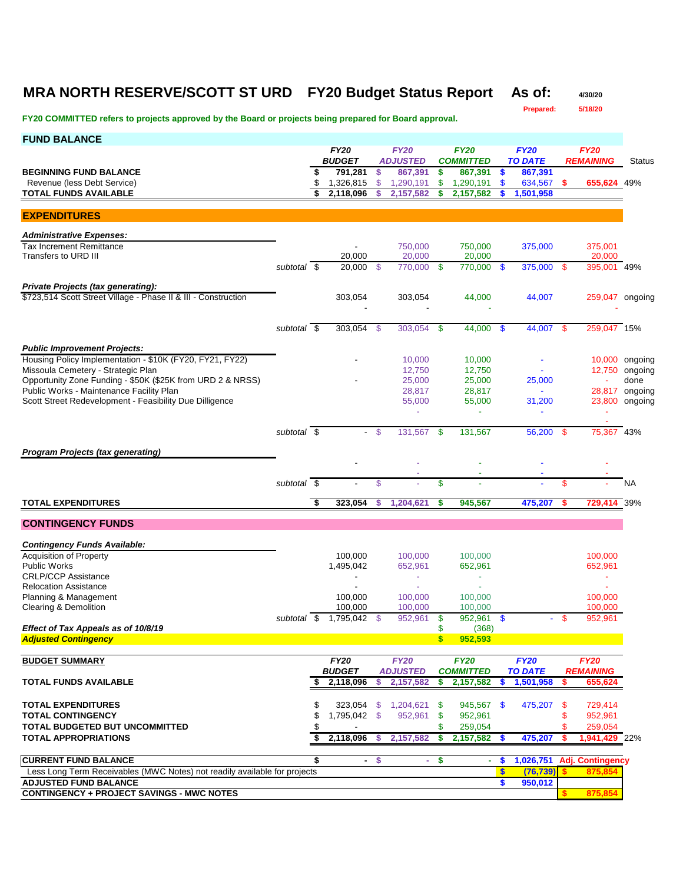# MRA NORTH RESERVE/SCOTT ST URD FY20 Budget Status Report As of: 4/30/20

Prepared: 5/18/20

**FY20 COMMITTED refers to projects approved by the Board or projects being prepared for Board approval.**

## FUND BALANCE

| | FY20 BUDGET | FY20 ADJUSTED | FY20 COMMITTED | FY20 TO DATE | FY20 REMAINING | Status |
|---|---|---|---|---|---|---|
| **BEGINNING FUND BALANCE** | $ 791,281 | $ 867,391 | $ 867,391 | $ 867,391 | | |
| Revenue (less Debt Service) | $ 1,326,815 | $ 1,290,191 | $ 1,290,191 | $ 634,567 | $ 655,624 | 49% |
| **TOTAL FUNDS AVAILABLE** | $ 2,118,096 | $ 2,157,582 | $ 2,157,582 | $ 1,501,958 | | |

## EXPENDITURES

| | FY20 BUDGET | FY20 ADJUSTED | FY20 COMMITTED | FY20 TO DATE | FY20 REMAINING | Status |
|---|---|---|---|---|---|---|
| ***Administrative Expenses:*** | | | | | | |
| Tax Increment Remittance | - | 750,000 | 750,000 | 375,000 | 375,001 | |
| Transfers to URD III | 20,000 | 20,000 | 20,000 | | 20,000 | |
| subtotal | $ 20,000 | $ 770,000 | $ 770,000 | $ 375,000 | $ 395,001 | 49% |
| ***Private Projects (tax generating):*** | | | | | | |
| $723,514 Scott Street Village - Phase II & III - Construction | 303,054 | 303,054 | 44,000 | 44,007 | 259,047 | ongoing |
| | - | - | - | | - | |
| subtotal | $ 303,054 | $ 303,054 | $ 44,000 | $ 44,007 | $ 259,047 | 15% |
| ***Public Improvement Projects:*** | | | | | | |
| Housing Policy Implementation - $10K (FY20, FY21, FY22) | - | 10,000 | 10,000 | - | 10,000 | ongoing |
| Missoula Cemetery - Strategic Plan | | 12,750 | 12,750 | - | 12,750 | ongoing |
| Opportunity Zone Funding - $50K ($25K from URD 2 & NRSS) | - | 25,000 | 25,000 | 25,000 | - | done |
| Public Works - Maintenance Facility Plan | | 28,817 | 28,817 | - | 28,817 | ongoing |
| Scott Street Redevelopment - Feasibility Due Dilligence | | 55,000 | 55,000 | 31,200 | 23,800 | ongoing |
| | | - | - | - | - | |
| subtotal | $ - | $ 131,567 | $ 131,567 | 56,200 | $ 75,367 | 43% |
| ***Program Projects (tax generating)*** | | | | | | |
| | - | - | - | - | - | |
| | | - | - | - | - | |
| subtotal | $ - | $ - | $ - | - | $ - | NA |
| **TOTAL EXPENDITURES** | $ 323,054 | $ 1,204,621 | $ 945,567 | 475,207 | $ 729,414 | 39% |

## CONTINGENCY FUNDS

| | FY20 BUDGET | FY20 ADJUSTED | FY20 COMMITTED | FY20 TO DATE | FY20 REMAINING |
|---|---|---|---|---|---|
| ***Contingency Funds Available:*** | | | | | |
| Acquisition of Property | 100,000 | 100,000 | 100,000 | | 100,000 |
| Public Works | 1,495,042 | 652,961 | 652,961 | | 652,961 |
| CRLP/CCP Assistance | - | - | - | | - |
| Relocation Assistance | - | - | - | | - |
| Planning & Management | 100,000 | 100,000 | 100,000 | | 100,000 |
| Clearing & Demolition | 100,000 | 100,000 | 100,000 | | 100,000 |
| subtotal | $ 1,795,042 | $ 952,961 | $ 952,961 | $ - | $ 952,961 |
| ***Effect of Tax Appeals as of 10/8/19*** | | | $ (368) | | |
| ***Adjusted Contingency*** | | | $ 952,593 | | |

| **BUDGET SUMMARY** | FY20 BUDGET | FY20 ADJUSTED | FY20 COMMITTED | FY20 TO DATE | FY20 REMAINING | |
|---|---|---|---|---|---|---|
| **TOTAL FUNDS AVAILABLE** | $ 2,118,096 | $ 2,157,582 | $ 2,157,582 | $ 1,501,958 | $ 655,624 | |
| **TOTAL EXPENDITURES** | $ 323,054 | $ 1,204,621 | $ 945,567 | $ 475,207 | $ 729,414 | |
| **TOTAL CONTINGENCY** | $ 1,795,042 | $ 952,961 | $ 952,961 | | $ 952,961 | |
| **TOTAL BUDGETED BUT UNCOMMITTED** | $ - | | $ 259,054 | | $ 259,054 | |
| **TOTAL APPROPRIATIONS** | $ 2,118,096 | $ 2,157,582 | $ 2,157,582 | $ 475,207 | $ 1,941,429 | 22% |

| | | | | | |
|---|---|---|---|---|---|
| **CURRENT FUND BALANCE** | $ - | $ - | $ - | $ 1,026,751 | Adj. Contingency |
| Less Long Term Receivables (MWC Notes) not readily available for projects | | | | $ (76,739) | $ 875,854 |
| **ADJUSTED FUND BALANCE** | | | | $ 950,012 | |
| **CONTINGENCY + PROJECT SAVINGS - MWC NOTES** | | | | | $ 875,854 |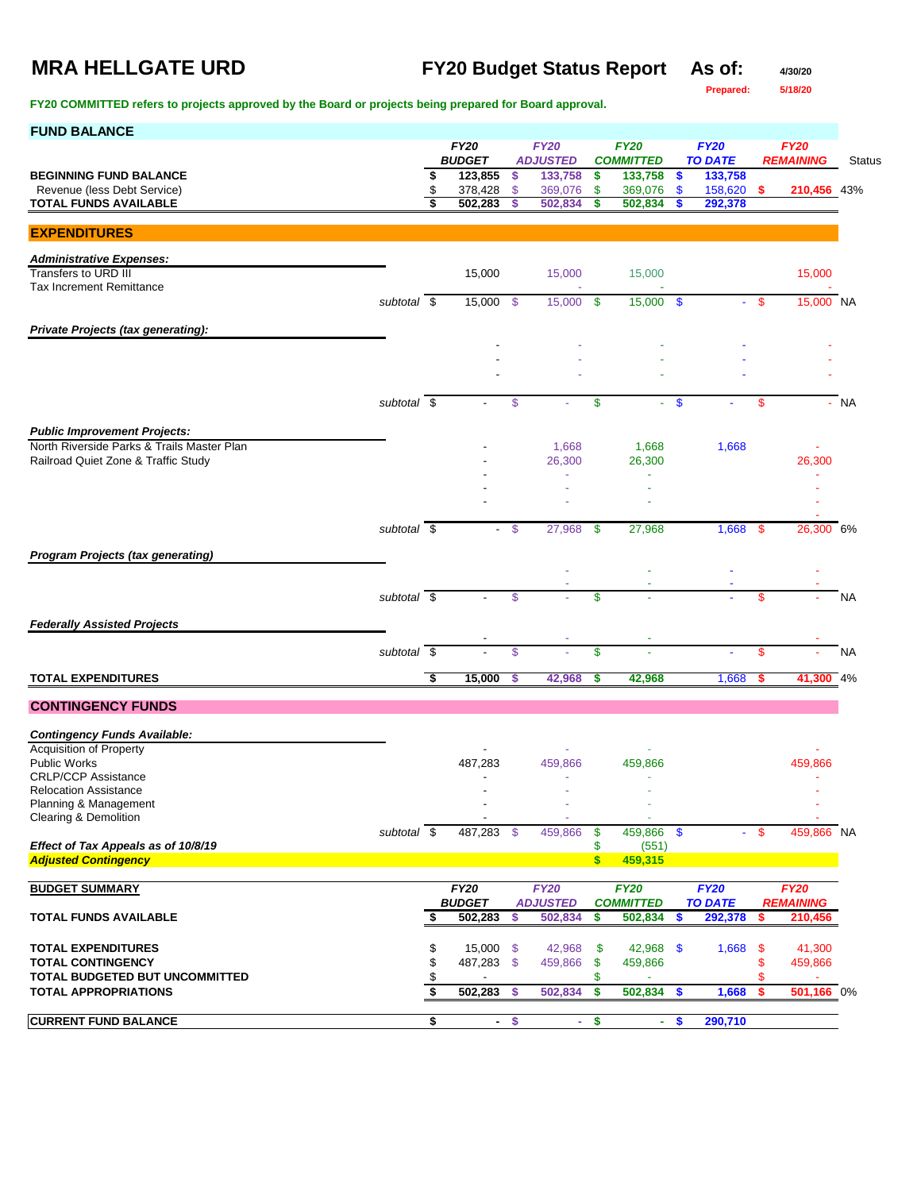# MRA HELLGATE URD

**FY20 Budget Status Report** **As of:** 4/30/20

Prepared: 5/18/20

**FY20 COMMITTED refers to projects approved by the Board or projects being prepared for Board approval.**

## FUND BALANCE

| | FY20 BUDGET | FY20 ADJUSTED | FY20 COMMITTED | FY20 TO DATE | FY20 REMAINING | Status |
|---|---|---|---|---|---|---|
| **BEGINNING FUND BALANCE** | $ 123,855 | $ 133,758 | $ 133,758 | $ 133,758 | | |
| Revenue (less Debt Service) | $ 378,428 | $ 369,076 | $ 369,076 | $ 158,620 | $ 210,456 | 43% |
| **TOTAL FUNDS AVAILABLE** | $ 502,283 | $ 502,834 | $ 502,834 | $ 292,378 | | |

## EXPENDITURES

| | FY20 BUDGET | FY20 ADJUSTED | FY20 COMMITTED | FY20 TO DATE | FY20 REMAINING | Status |
|---|---|---|---|---|---|---|
| ***Administrative Expenses:*** | | | | | | |
| Transfers to URD III | 15,000 | 15,000 | 15,000 | | 15,000 | |
| Tax Increment Remittance | | - | - | | - | |
| *subtotal* | $ 15,000 | $ 15,000 | $ 15,000 | $ - | $ 15,000 | NA |
| ***Private Projects (tax generating):*** | | | | | | |
| | - | - | - | - | - | |
| | - | - | - | - | - | |
| | - | - | - | - | - | |
| *subtotal* | $ - | $ - | $ - | $ - | $ - | NA |
| ***Public Improvement Projects:*** | | | | | | |
| North Riverside Parks & Trails Master Plan | - | 1,668 | 1,668 | 1,668 | - | |
| Railroad Quiet Zone & Traffic Study | - | 26,300 | 26,300 | | 26,300 | |
| | - | - | - | | - | |
| | - | - | - | | - | |
| | - | - | - | | - | |
| *subtotal* | $ - | $ 27,968 | $ 27,968 | 1,668 | $ 26,300 | 6% |
| ***Program Projects (tax generating)*** | | | | | | |
| | | - | - | - | - | |
| | | - | - | - | - | |
| *subtotal* | $ - | $ - | $ - | - | $ - | NA |
| ***Federally Assisted Projects*** | | | | | | |
| | - | - | - | | - | |
| *subtotal* | $ - | $ - | $ - | - | $ - | NA |
| **TOTAL EXPENDITURES** | $ 15,000 | $ 42,968 | $ 42,968 | 1,668 | $ 41,300 | 4% |

## CONTINGENCY FUNDS

| | FY20 BUDGET | FY20 ADJUSTED | FY20 COMMITTED | FY20 TO DATE | FY20 REMAINING | Status |
|---|---|---|---|---|---|---|
| ***Contingency Funds Available:*** | | | | | | |
| Acquisition of Property | - | - | - | | - | |
| Public Works | 487,283 | 459,866 | 459,866 | | 459,866 | |
| CRLP/CCP Assistance | - | - | - | | - | |
| Relocation Assistance | - | - | - | | - | |
| Planning & Management | - | - | - | | - | |
| Clearing & Demolition | - | - | - | | - | |
| *subtotal* | $ 487,283 | $ 459,866 | $ 459,866 | $ - | $ 459,866 | NA |
| ***Effect of Tax Appeals as of 10/8/19*** | | | $ (551) | | | |
| ***Adjusted Contingency*** | | | $ 459,315 | | | |

## BUDGET SUMMARY

| | FY20 BUDGET | FY20 ADJUSTED | FY20 COMMITTED | FY20 TO DATE | FY20 REMAINING | |
|---|---|---|---|---|---|---|
| **TOTAL FUNDS AVAILABLE** | $ 502,283 | $ 502,834 | $ 502,834 | $ 292,378 | $ 210,456 | |
| **TOTAL EXPENDITURES** | $ 15,000 | $ 42,968 | $ 42,968 | $ 1,668 | $ 41,300 | |
| **TOTAL CONTINGENCY** | $ 487,283 | $ 459,866 | $ 459,866 | | $ 459,866 | |
| **TOTAL BUDGETED BUT UNCOMMITTED** | $ - | | $ - | | $ - | |
| **TOTAL APPROPRIATIONS** | $ 502,283 | $ 502,834 | $ 502,834 | $ 1,668 | $ 501,166 | 0% |
| **CURRENT FUND BALANCE** | $ - | $ - | $ - | $ 290,710 | | |